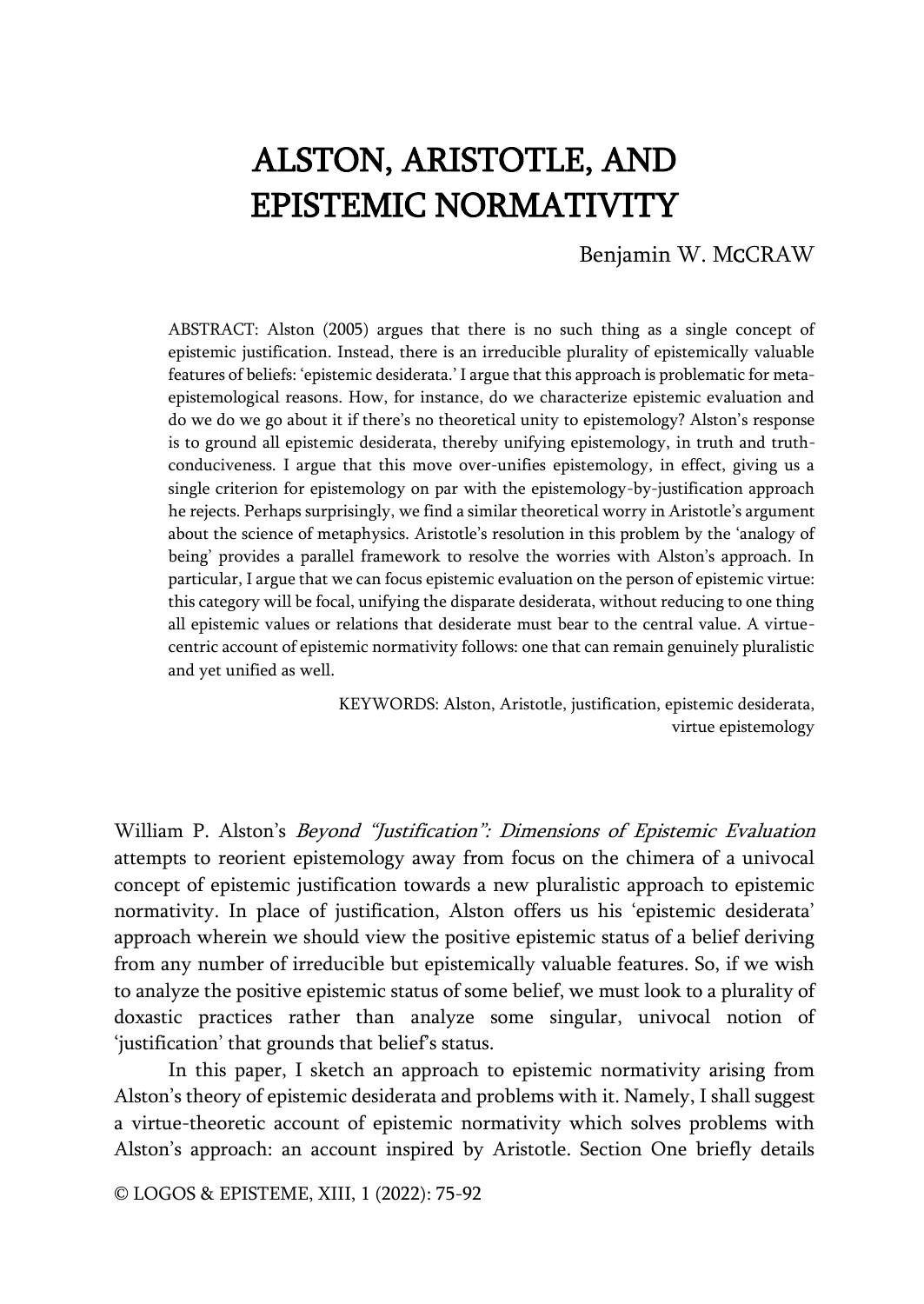# ALSTON, ARISTOTLE, AND EPISTEMIC NORMATIVITY

Benjamin W. McCRAW

ABSTRACT: Alston (2005) argues that there is no such thing as a single concept of epistemic justification. Instead, there is an irreducible plurality of epistemically valuable features of beliefs: 'epistemic desiderata.' I argue that this approach is problematic for meta-epistemological reasons. How, for instance, do we characterize epistemic evaluation and do we do we go about it if there's no theoretical unity to epistemology? Alston's response is to ground all epistemic desiderata, thereby unifying epistemology, in truth and truth-conduciveness. I argue that this move over-unifies epistemology, in effect, giving us a single criterion for epistemology on par with the epistemology-by-justification approach he rejects. Perhaps surprisingly, we find a similar theoretical worry in Aristotle's argument about the science of metaphysics. Aristotle's resolution in this problem by the 'analogy of being' provides a parallel framework to resolve the worries with Alston's approach. In particular, I argue that we can focus epistemic evaluation on the person of epistemic virtue: this category will be focal, unifying the disparate desiderata, without reducing to one thing all epistemic values or relations that desiderate must bear to the central value. A virtue-centric account of epistemic normativity follows: one that can remain genuinely pluralistic and yet unified as well.

KEYWORDS: Alston, Aristotle, justification, epistemic desiderata, virtue epistemology

William P. Alston's *Beyond "Justification": Dimensions of Epistemic Evaluation* attempts to reorient epistemology away from focus on the chimera of a univocal concept of epistemic justification towards a new pluralistic approach to epistemic normativity. In place of justification, Alston offers us his 'epistemic desiderata' approach wherein we should view the positive epistemic status of a belief deriving from any number of irreducible but epistemically valuable features. So, if we wish to analyze the positive epistemic status of some belief, we must look to a plurality of doxastic practices rather than analyze some singular, univocal notion of 'justification' that grounds that belief's status.

In this paper, I sketch an approach to epistemic normativity arising from Alston's theory of epistemic desiderata and problems with it. Namely, I shall suggest a virtue-theoretic account of epistemic normativity which solves problems with Alston's approach: an account inspired by Aristotle. Section One briefly details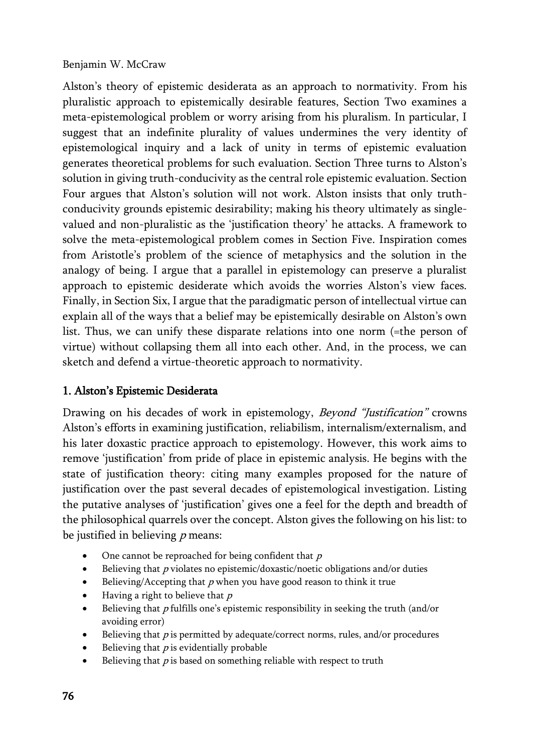Alston's theory of epistemic desiderata as an approach to normativity. From his pluralistic approach to epistemically desirable features, Section Two examines a meta-epistemological problem or worry arising from his pluralism. In particular, I suggest that an indefinite plurality of values undermines the very identity of epistemological inquiry and a lack of unity in terms of epistemic evaluation generates theoretical problems for such evaluation. Section Three turns to Alston's solution in giving truth-conducivity as the central role epistemic evaluation. Section Four argues that Alston's solution will not work. Alston insists that only truth-conducivity grounds epistemic desirability; making his theory ultimately as single-valued and non-pluralistic as the 'justification theory' he attacks. A framework to solve the meta-epistemological problem comes in Section Five. Inspiration comes from Aristotle's problem of the science of metaphysics and the solution in the analogy of being. I argue that a parallel in epistemology can preserve a pluralist approach to epistemic desiderate which avoids the worries Alston's view faces. Finally, in Section Six, I argue that the paradigmatic person of intellectual virtue can explain all of the ways that a belief may be epistemically desirable on Alston's own list. Thus, we can unify these disparate relations into one norm (=the person of virtue) without collapsing them all into each other. And, in the process, we can sketch and defend a virtue-theoretic approach to normativity.

## 1. Alston's Epistemic Desiderata

Drawing on his decades of work in epistemology, *Beyond "Justification"* crowns Alston's efforts in examining justification, reliabilism, internalism/externalism, and his later doxastic practice approach to epistemology. However, this work aims to remove 'justification' from pride of place in epistemic analysis. He begins with the state of justification theory: citing many examples proposed for the nature of justification over the past several decades of epistemological investigation. Listing the putative analyses of 'justification' gives one a feel for the depth and breadth of the philosophical quarrels over the concept. Alston gives the following on his list: to be justified in believing *p* means:

- One cannot be reproached for being confident that *p*
- Believing that *p* violates no epistemic/doxastic/noetic obligations and/or duties
- Believing/Accepting that *p* when you have good reason to think it true
- Having a right to believe that *p*
- Believing that *p* fulfills one's epistemic responsibility in seeking the truth (and/or avoiding error)
- Believing that *p* is permitted by adequate/correct norms, rules, and/or procedures
- Believing that *p* is evidentially probable
- Believing that *p* is based on something reliable with respect to truth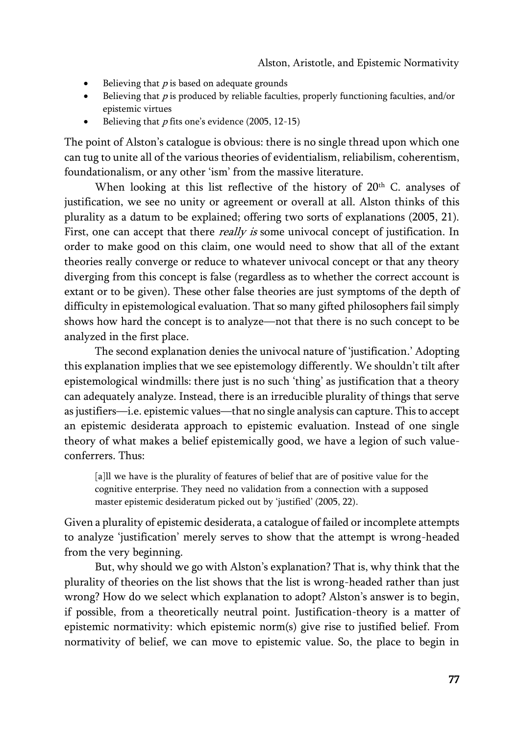- Believing that *p* is based on adequate grounds
- Believing that *p* is produced by reliable faculties, properly functioning faculties, and/or epistemic virtues
- Believing that *p* fits one's evidence (2005, 12-15)

The point of Alston's catalogue is obvious: there is no single thread upon which one can tug to unite all of the various theories of evidentialism, reliabilism, coherentism, foundationalism, or any other 'ism' from the massive literature.

When looking at this list reflective of the history of 20th C. analyses of justification, we see no unity or agreement or overall at all. Alston thinks of this plurality as a datum to be explained; offering two sorts of explanations (2005, 21). First, one can accept that there *really is* some univocal concept of justification. In order to make good on this claim, one would need to show that all of the extant theories really converge or reduce to whatever univocal concept or that any theory diverging from this concept is false (regardless as to whether the correct account is extant or to be given). These other false theories are just symptoms of the depth of difficulty in epistemological evaluation. That so many gifted philosophers fail simply shows how hard the concept is to analyze—not that there is no such concept to be analyzed in the first place.

The second explanation denies the univocal nature of 'justification.' Adopting this explanation implies that we see epistemology differently. We shouldn't tilt after epistemological windmills: there just is no such 'thing' as justification that a theory can adequately analyze. Instead, there is an irreducible plurality of things that serve as justifiers—i.e. epistemic values—that no single analysis can capture. This to accept an epistemic desiderata approach to epistemic evaluation. Instead of one single theory of what makes a belief epistemically good, we have a legion of such value-conferrers. Thus:

> [a]ll we have is the plurality of features of belief that are of positive value for the cognitive enterprise. They need no validation from a connection with a supposed master epistemic desideratum picked out by 'justified' (2005, 22).

Given a plurality of epistemic desiderata, a catalogue of failed or incomplete attempts to analyze 'justification' merely serves to show that the attempt is wrong-headed from the very beginning.

But, why should we go with Alston's explanation? That is, why think that the plurality of theories on the list shows that the list is wrong-headed rather than just wrong? How do we select which explanation to adopt? Alston's answer is to begin, if possible, from a theoretically neutral point. Justification-theory is a matter of epistemic normativity: which epistemic norm(s) give rise to justified belief. From normativity of belief, we can move to epistemic value. So, the place to begin in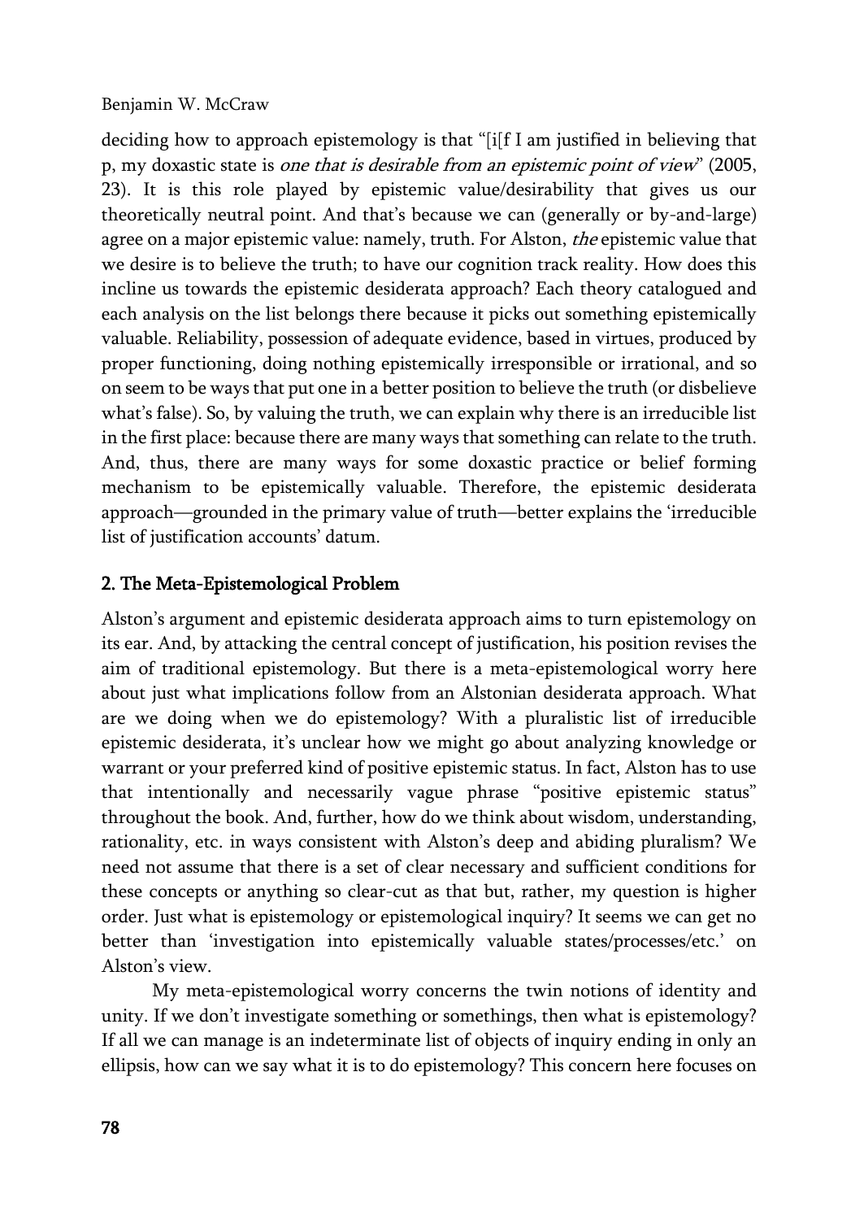deciding how to approach epistemology is that "[i[f I am justified in believing that p, my doxastic state is *one that is desirable from an epistemic point of view*" (2005, 23). It is this role played by epistemic value/desirability that gives us our theoretically neutral point. And that's because we can (generally or by-and-large) agree on a major epistemic value: namely, truth. For Alston, *the* epistemic value that we desire is to believe the truth; to have our cognition track reality. How does this incline us towards the epistemic desiderata approach? Each theory catalogued and each analysis on the list belongs there because it picks out something epistemically valuable. Reliability, possession of adequate evidence, based in virtues, produced by proper functioning, doing nothing epistemically irresponsible or irrational, and so on seem to be ways that put one in a better position to believe the truth (or disbelieve what's false). So, by valuing the truth, we can explain why there is an irreducible list in the first place: because there are many ways that something can relate to the truth. And, thus, there are many ways for some doxastic practice or belief forming mechanism to be epistemically valuable. Therefore, the epistemic desiderata approach—grounded in the primary value of truth—better explains the 'irreducible list of justification accounts' datum.

## 2. The Meta-Epistemological Problem

Alston's argument and epistemic desiderata approach aims to turn epistemology on its ear. And, by attacking the central concept of justification, his position revises the aim of traditional epistemology. But there is a meta-epistemological worry here about just what implications follow from an Alstonian desiderata approach. What are we doing when we do epistemology? With a pluralistic list of irreducible epistemic desiderata, it's unclear how we might go about analyzing knowledge or warrant or your preferred kind of positive epistemic status. In fact, Alston has to use that intentionally and necessarily vague phrase "positive epistemic status" throughout the book. And, further, how do we think about wisdom, understanding, rationality, etc. in ways consistent with Alston's deep and abiding pluralism? We need not assume that there is a set of clear necessary and sufficient conditions for these concepts or anything so clear-cut as that but, rather, my question is higher order. Just what is epistemology or epistemological inquiry? It seems we can get no better than 'investigation into epistemically valuable states/processes/etc.' on Alston's view.

My meta-epistemological worry concerns the twin notions of identity and unity. If we don't investigate something or somethings, then what is epistemology? If all we can manage is an indeterminate list of objects of inquiry ending in only an ellipsis, how can we say what it is to do epistemology? This concern here focuses on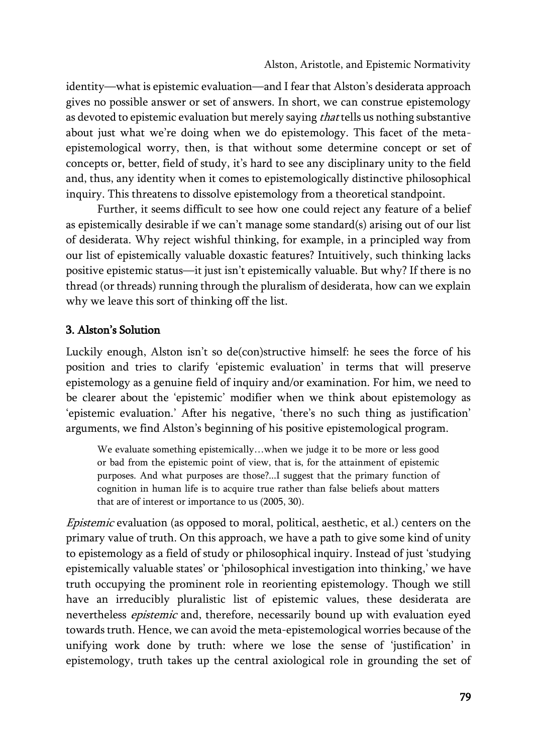identity—what is epistemic evaluation—and I fear that Alston's desiderata approach gives no possible answer or set of answers. In short, we can construe epistemology as devoted to epistemic evaluation but merely saying *that* tells us nothing substantive about just what we're doing when we do epistemology. This facet of the meta-epistemological worry, then, is that without some determine concept or set of concepts or, better, field of study, it's hard to see any disciplinary unity to the field and, thus, any identity when it comes to epistemologically distinctive philosophical inquiry. This threatens to dissolve epistemology from a theoretical standpoint.

Further, it seems difficult to see how one could reject any feature of a belief as epistemically desirable if we can't manage some standard(s) arising out of our list of desiderata. Why reject wishful thinking, for example, in a principled way from our list of epistemically valuable doxastic features? Intuitively, such thinking lacks positive epistemic status—it just isn't epistemically valuable. But why? If there is no thread (or threads) running through the pluralism of desiderata, how can we explain why we leave this sort of thinking off the list.

## 3. Alston's Solution

Luckily enough, Alston isn't so de(con)structive himself: he sees the force of his position and tries to clarify 'epistemic evaluation' in terms that will preserve epistemology as a genuine field of inquiry and/or examination. For him, we need to be clearer about the 'epistemic' modifier when we think about epistemology as 'epistemic evaluation.' After his negative, 'there's no such thing as justification' arguments, we find Alston's beginning of his positive epistemological program.

> We evaluate something epistemically…when we judge it to be more or less good or bad from the epistemic point of view, that is, for the attainment of epistemic purposes. And what purposes are those?...I suggest that the primary function of cognition in human life is to acquire true rather than false beliefs about matters that are of interest or importance to us (2005, 30).

*Epistemic* evaluation (as opposed to moral, political, aesthetic, et al.) centers on the primary value of truth. On this approach, we have a path to give some kind of unity to epistemology as a field of study or philosophical inquiry. Instead of just 'studying epistemically valuable states' or 'philosophical investigation into thinking,' we have truth occupying the prominent role in reorienting epistemology. Though we still have an irreducibly pluralistic list of epistemic values, these desiderata are nevertheless *epistemic* and, therefore, necessarily bound up with evaluation eyed towards truth. Hence, we can avoid the meta-epistemological worries because of the unifying work done by truth: where we lose the sense of 'justification' in epistemology, truth takes up the central axiological role in grounding the set of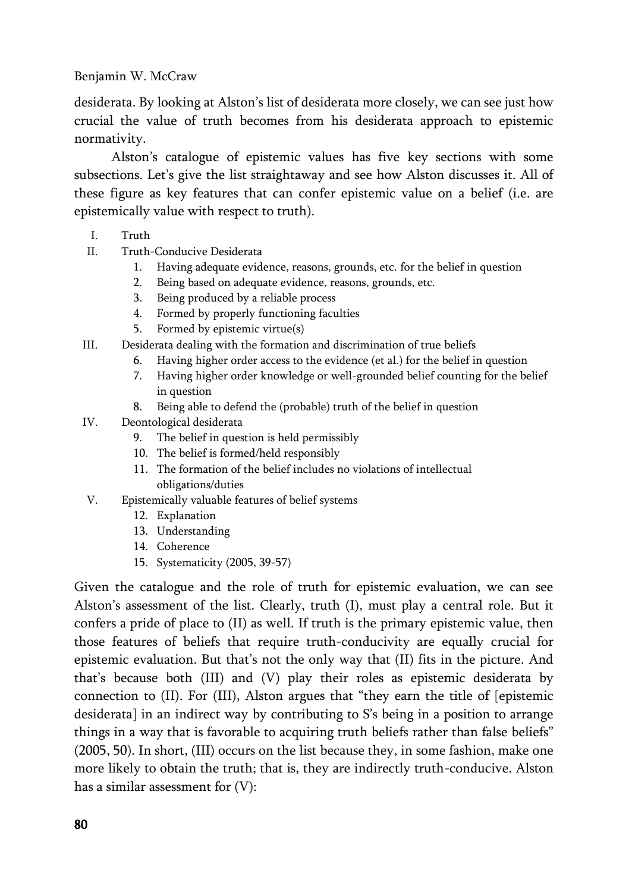desiderata. By looking at Alston's list of desiderata more closely, we can see just how crucial the value of truth becomes from his desiderata approach to epistemic normativity.

Alston's catalogue of epistemic values has five key sections with some subsections. Let's give the list straightaway and see how Alston discusses it. All of these figure as key features that can confer epistemic value on a belief (i.e. are epistemically value with respect to truth).

- I. Truth
- II. Truth-Conducive Desiderata
    1. Having adequate evidence, reasons, grounds, etc. for the belief in question
    2. Being based on adequate evidence, reasons, grounds, etc.
    3. Being produced by a reliable process
    4. Formed by properly functioning faculties
    5. Formed by epistemic virtue(s)
- III. Desiderata dealing with the formation and discrimination of true beliefs
    6. Having higher order access to the evidence (et al.) for the belief in question
    7. Having higher order knowledge or well-grounded belief counting for the belief in question
    8. Being able to defend the (probable) truth of the belief in question
- IV. Deontological desiderata
    9. The belief in question is held permissibly
    10. The belief is formed/held responsibly
    11. The formation of the belief includes no violations of intellectual obligations/duties
- V. Epistemically valuable features of belief systems
    12. Explanation
    13. Understanding
    14. Coherence
    15. Systematicity (2005, 39-57)

Given the catalogue and the role of truth for epistemic evaluation, we can see Alston's assessment of the list. Clearly, truth (I), must play a central role. But it confers a pride of place to (II) as well. If truth is the primary epistemic value, then those features of beliefs that require truth-conducivity are equally crucial for epistemic evaluation. But that's not the only way that (II) fits in the picture. And that's because both (III) and (V) play their roles as epistemic desiderata by connection to (II). For (III), Alston argues that "they earn the title of [epistemic desiderata] in an indirect way by contributing to S's being in a position to arrange things in a way that is favorable to acquiring truth beliefs rather than false beliefs" (2005, 50). In short, (III) occurs on the list because they, in some fashion, make one more likely to obtain the truth; that is, they are indirectly truth-conducive. Alston has a similar assessment for (V):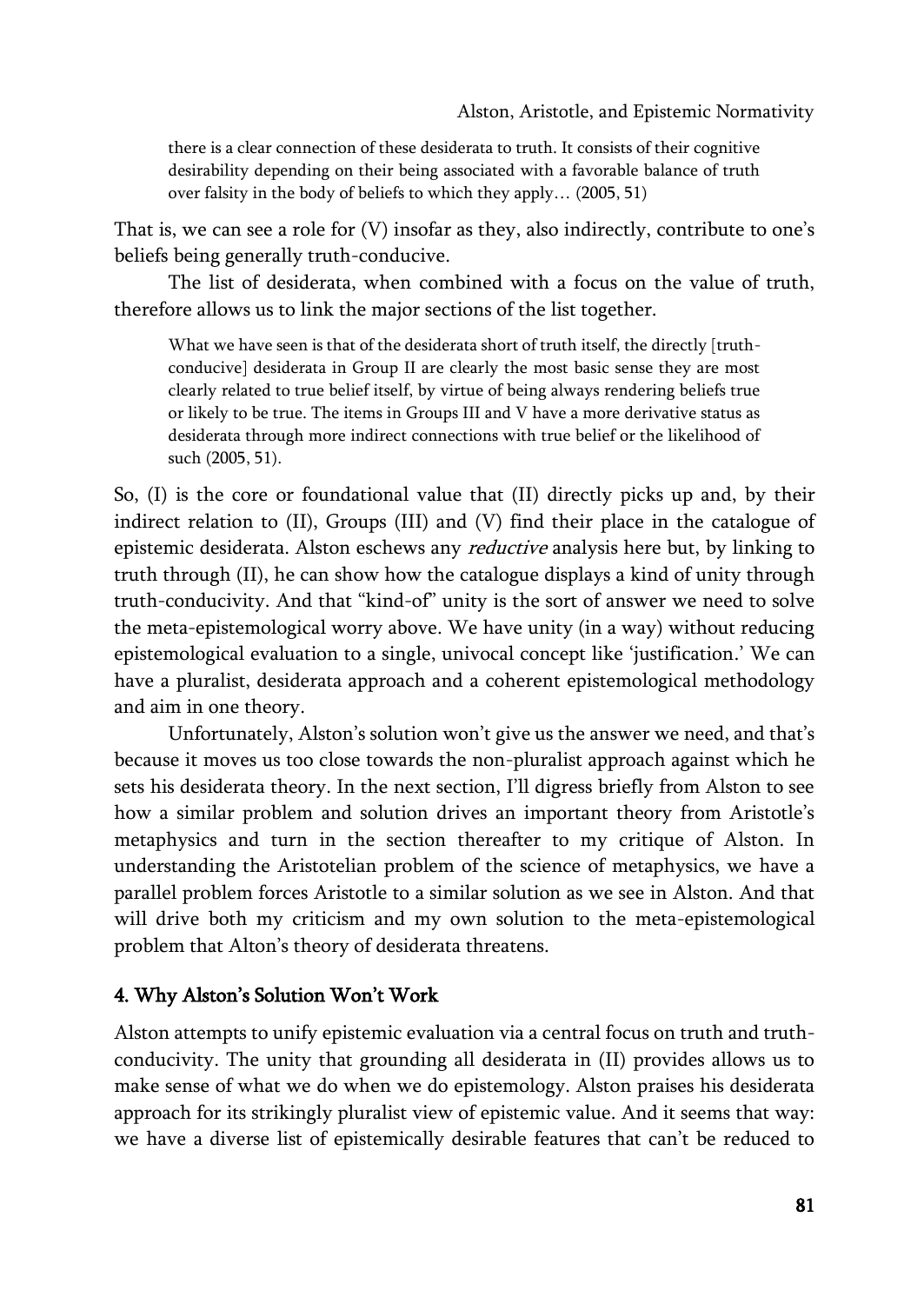> there is a clear connection of these desiderata to truth. It consists of their cognitive desirability depending on their being associated with a favorable balance of truth over falsity in the body of beliefs to which they apply… (2005, 51)

That is, we can see a role for (V) insofar as they, also indirectly, contribute to one's beliefs being generally truth-conducive.

The list of desiderata, when combined with a focus on the value of truth, therefore allows us to link the major sections of the list together.

> What we have seen is that of the desiderata short of truth itself, the directly [truth-conducive] desiderata in Group II are clearly the most basic sense they are most clearly related to true belief itself, by virtue of being always rendering beliefs true or likely to be true. The items in Groups III and V have a more derivative status as desiderata through more indirect connections with true belief or the likelihood of such (2005, 51).

So, (I) is the core or foundational value that (II) directly picks up and, by their indirect relation to (II), Groups (III) and (V) find their place in the catalogue of epistemic desiderata. Alston eschews any *reductive* analysis here but, by linking to truth through (II), he can show how the catalogue displays a kind of unity through truth-conducivity. And that "kind-of" unity is the sort of answer we need to solve the meta-epistemological worry above. We have unity (in a way) without reducing epistemological evaluation to a single, univocal concept like 'justification.' We can have a pluralist, desiderata approach and a coherent epistemological methodology and aim in one theory.

Unfortunately, Alston's solution won't give us the answer we need, and that's because it moves us too close towards the non-pluralist approach against which he sets his desiderata theory. In the next section, I'll digress briefly from Alston to see how a similar problem and solution drives an important theory from Aristotle's metaphysics and turn in the section thereafter to my critique of Alston. In understanding the Aristotelian problem of the science of metaphysics, we have a parallel problem forces Aristotle to a similar solution as we see in Alston. And that will drive both my criticism and my own solution to the meta-epistemological problem that Alton's theory of desiderata threatens.

## 4. Why Alston's Solution Won't Work

Alston attempts to unify epistemic evaluation via a central focus on truth and truth-conducivity. The unity that grounding all desiderata in (II) provides allows us to make sense of what we do when we do epistemology. Alston praises his desiderata approach for its strikingly pluralist view of epistemic value. And it seems that way: we have a diverse list of epistemically desirable features that can't be reduced to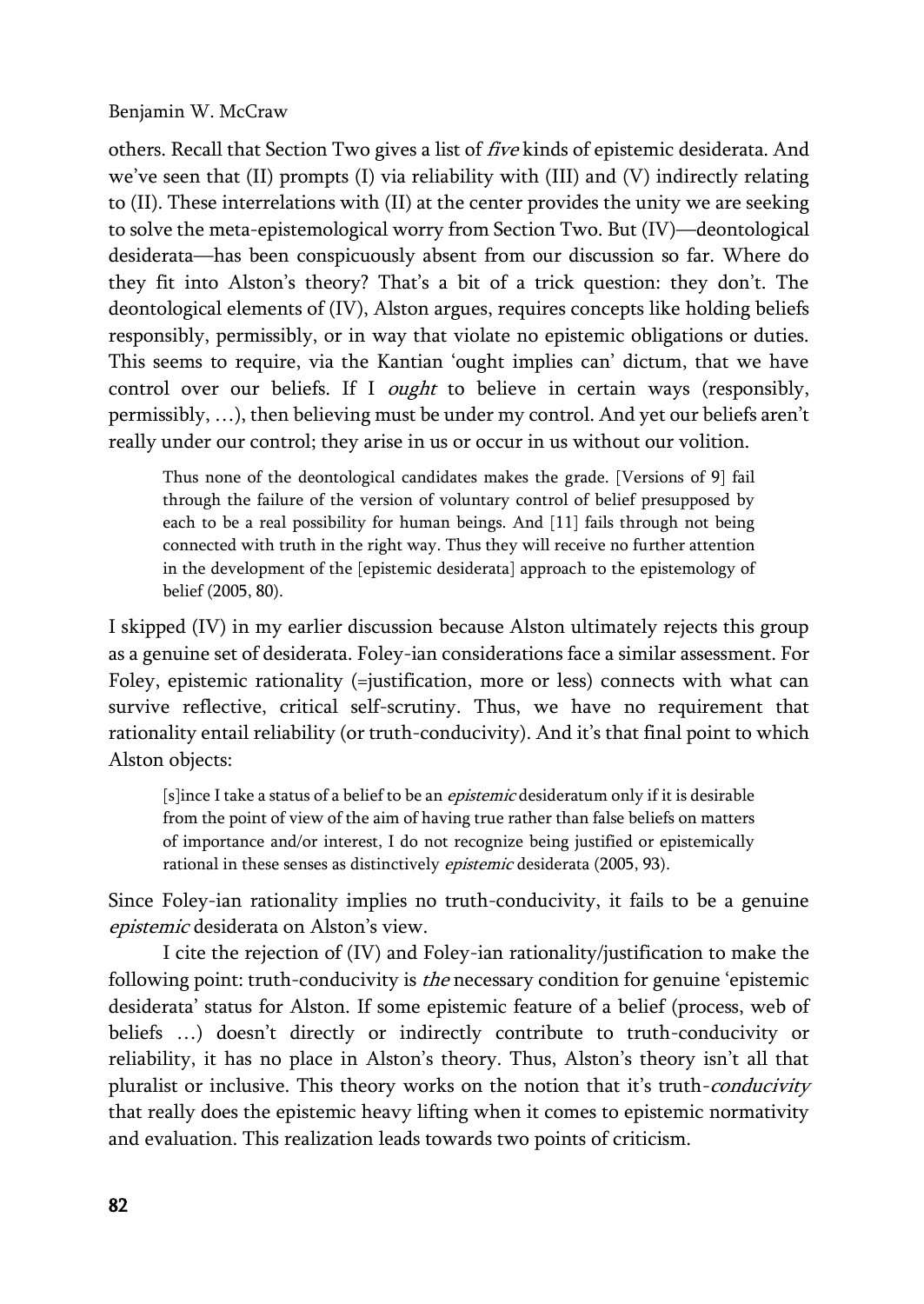others. Recall that Section Two gives a list of *five* kinds of epistemic desiderata. And we've seen that (II) prompts (I) via reliability with (III) and (V) indirectly relating to (II). These interrelations with (II) at the center provides the unity we are seeking to solve the meta-epistemological worry from Section Two. But (IV)—deontological desiderata—has been conspicuously absent from our discussion so far. Where do they fit into Alston's theory? That's a bit of a trick question: they don't. The deontological elements of (IV), Alston argues, requires concepts like holding beliefs responsibly, permissibly, or in way that violate no epistemic obligations or duties. This seems to require, via the Kantian 'ought implies can' dictum, that we have control over our beliefs. If I *ought* to believe in certain ways (responsibly, permissibly, …), then believing must be under my control. And yet our beliefs aren't really under our control; they arise in us or occur in us without our volition.

> Thus none of the deontological candidates makes the grade. [Versions of 9] fail through the failure of the version of voluntary control of belief presupposed by each to be a real possibility for human beings. And [11] fails through not being connected with truth in the right way. Thus they will receive no further attention in the development of the [epistemic desiderata] approach to the epistemology of belief (2005, 80).

I skipped (IV) in my earlier discussion because Alston ultimately rejects this group as a genuine set of desiderata. Foley-ian considerations face a similar assessment. For Foley, epistemic rationality (=justification, more or less) connects with what can survive reflective, critical self-scrutiny. Thus, we have no requirement that rationality entail reliability (or truth-conducivity). And it's that final point to which Alston objects:

> [s]ince I take a status of a belief to be an *epistemic* desideratum only if it is desirable from the point of view of the aim of having true rather than false beliefs on matters of importance and/or interest, I do not recognize being justified or epistemically rational in these senses as distinctively *epistemic* desiderata (2005, 93).

Since Foley-ian rationality implies no truth-conducivity, it fails to be a genuine *epistemic* desiderata on Alston's view.

I cite the rejection of (IV) and Foley-ian rationality/justification to make the following point: truth-conducivity is *the* necessary condition for genuine 'epistemic desiderata' status for Alston. If some epistemic feature of a belief (process, web of beliefs …) doesn't directly or indirectly contribute to truth-conducivity or reliability, it has no place in Alston's theory. Thus, Alston's theory isn't all that pluralist or inclusive. This theory works on the notion that it's truth-*conducivity* that really does the epistemic heavy lifting when it comes to epistemic normativity and evaluation. This realization leads towards two points of criticism.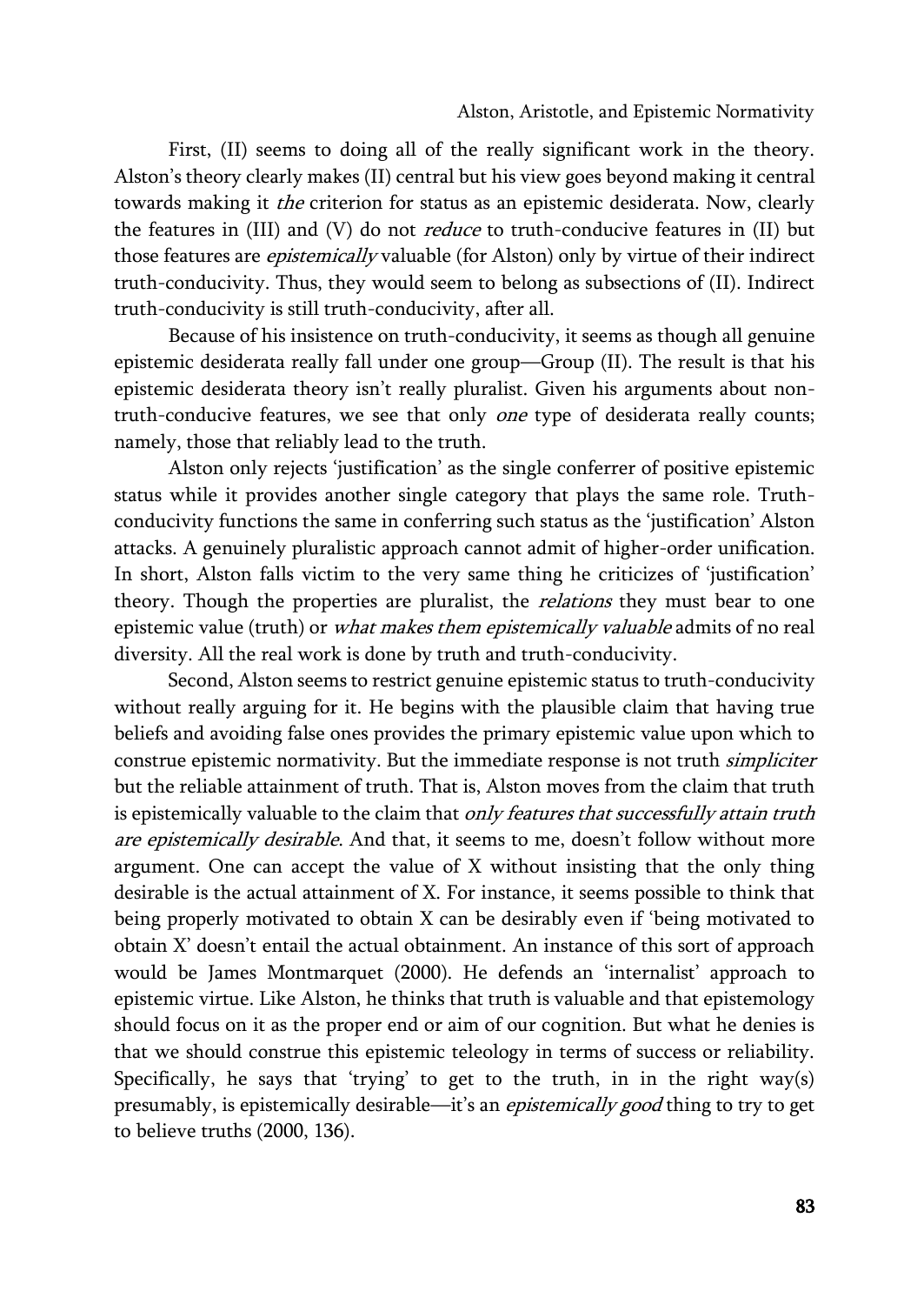First, (II) seems to doing all of the really significant work in the theory. Alston's theory clearly makes (II) central but his view goes beyond making it central towards making it *the* criterion for status as an epistemic desiderata. Now, clearly the features in (III) and (V) do not *reduce* to truth-conducive features in (II) but those features are *epistemically* valuable (for Alston) only by virtue of their indirect truth-conducivity. Thus, they would seem to belong as subsections of (II). Indirect truth-conducivity is still truth-conducivity, after all.

Because of his insistence on truth-conducivity, it seems as though all genuine epistemic desiderata really fall under one group—Group (II). The result is that his epistemic desiderata theory isn't really pluralist. Given his arguments about non-truth-conducive features, we see that only *one* type of desiderata really counts; namely, those that reliably lead to the truth.

Alston only rejects 'justification' as the single conferrer of positive epistemic status while it provides another single category that plays the same role. Truth-conducivity functions the same in conferring such status as the 'justification' Alston attacks. A genuinely pluralistic approach cannot admit of higher-order unification. In short, Alston falls victim to the very same thing he criticizes of 'justification' theory. Though the properties are pluralist, the *relations* they must bear to one epistemic value (truth) or *what makes them epistemically valuable* admits of no real diversity. All the real work is done by truth and truth-conducivity.

Second, Alston seems to restrict genuine epistemic status to truth-conducivity without really arguing for it. He begins with the plausible claim that having true beliefs and avoiding false ones provides the primary epistemic value upon which to construe epistemic normativity. But the immediate response is not truth *simpliciter* but the reliable attainment of truth. That is, Alston moves from the claim that truth is epistemically valuable to the claim that *only features that successfully attain truth are epistemically desirable*. And that, it seems to me, doesn't follow without more argument. One can accept the value of X without insisting that the only thing desirable is the actual attainment of X. For instance, it seems possible to think that being properly motivated to obtain X can be desirably even if 'being motivated to obtain X' doesn't entail the actual obtainment. An instance of this sort of approach would be James Montmarquet (2000). He defends an 'internalist' approach to epistemic virtue. Like Alston, he thinks that truth is valuable and that epistemology should focus on it as the proper end or aim of our cognition. But what he denies is that we should construe this epistemic teleology in terms of success or reliability. Specifically, he says that 'trying' to get to the truth, in in the right way(s) presumably, is epistemically desirable—it's an *epistemically good* thing to try to get to believe truths (2000, 136).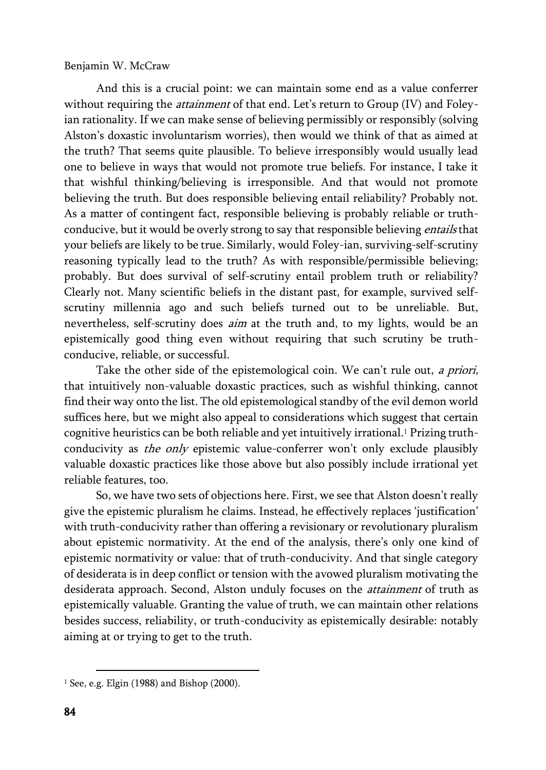And this is a crucial point: we can maintain some end as a value conferrer without requiring the *attainment* of that end. Let's return to Group (IV) and Foley-ian rationality. If we can make sense of believing permissibly or responsibly (solving Alston's doxastic involuntarism worries), then would we think of that as aimed at the truth? That seems quite plausible. To believe irresponsibly would usually lead one to believe in ways that would not promote true beliefs. For instance, I take it that wishful thinking/believing is irresponsible. And that would not promote believing the truth. But does responsible believing entail reliability? Probably not. As a matter of contingent fact, responsible believing is probably reliable or truth-conducive, but it would be overly strong to say that responsible believing *entails* that your beliefs are likely to be true. Similarly, would Foley-ian, surviving-self-scrutiny reasoning typically lead to the truth? As with responsible/permissible believing; probably. But does survival of self-scrutiny entail problem truth or reliability? Clearly not. Many scientific beliefs in the distant past, for example, survived self-scrutiny millennia ago and such beliefs turned out to be unreliable. But, nevertheless, self-scrutiny does *aim* at the truth and, to my lights, would be an epistemically good thing even without requiring that such scrutiny be truth-conducive, reliable, or successful.

Take the other side of the epistemological coin. We can't rule out, *a priori*, that intuitively non-valuable doxastic practices, such as wishful thinking, cannot find their way onto the list. The old epistemological standby of the evil demon world suffices here, but we might also appeal to considerations which suggest that certain cognitive heuristics can be both reliable and yet intuitively irrational.[1] Prizing truth-conducivity as *the only* epistemic value-conferrer won't only exclude plausibly valuable doxastic practices like those above but also possibly include irrational yet reliable features, too.

So, we have two sets of objections here. First, we see that Alston doesn't really give the epistemic pluralism he claims. Instead, he effectively replaces 'justification' with truth-conducivity rather than offering a revisionary or revolutionary pluralism about epistemic normativity. At the end of the analysis, there's only one kind of epistemic normativity or value: that of truth-conducivity. And that single category of desiderata is in deep conflict or tension with the avowed pluralism motivating the desiderata approach. Second, Alston unduly focuses on the *attainment* of truth as epistemically valuable. Granting the value of truth, we can maintain other relations besides success, reliability, or truth-conducivity as epistemically desirable: notably aiming at or trying to get to the truth.

---

[1] See, e.g. Elgin (1988) and Bishop (2000).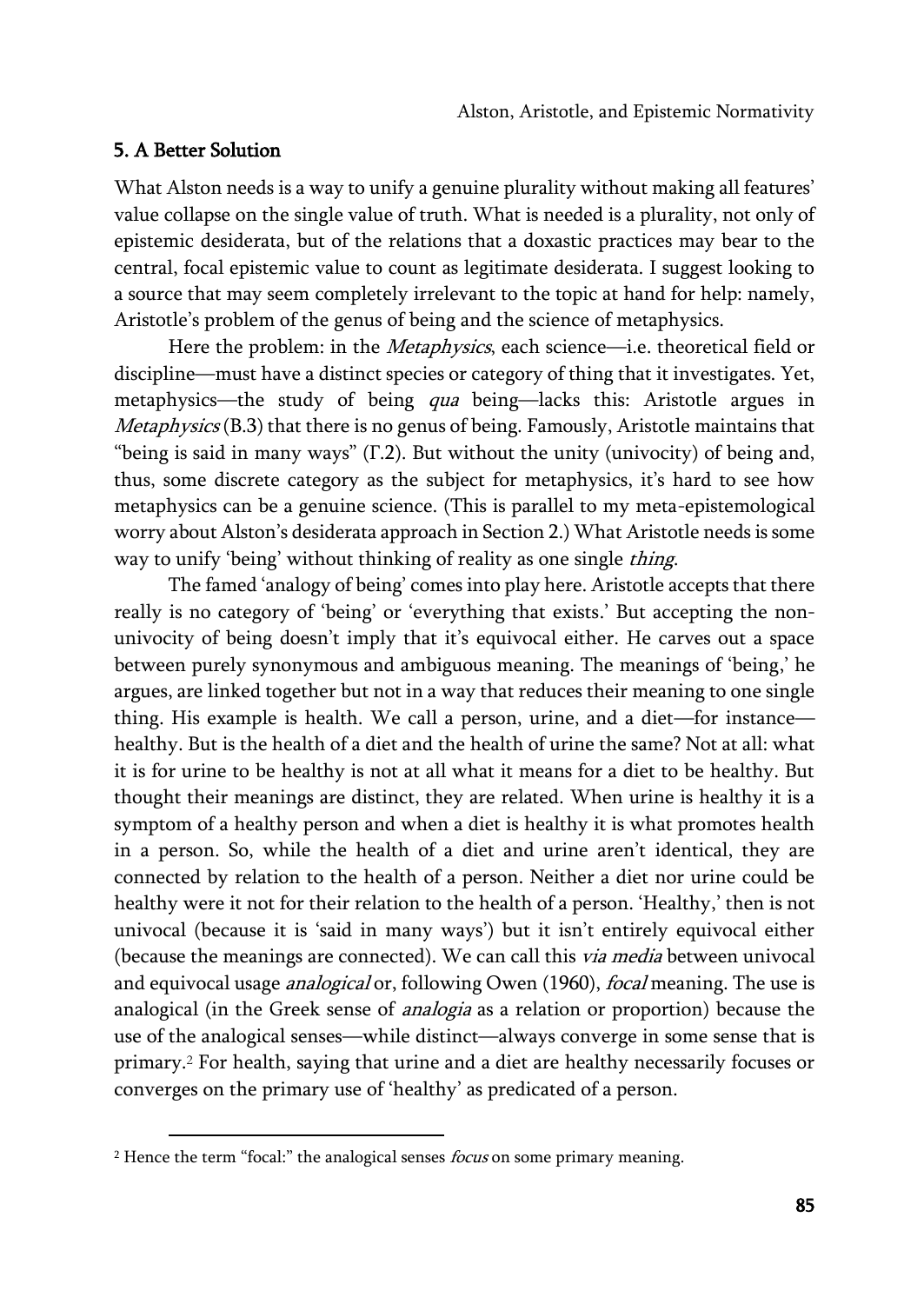## 5. A Better Solution

What Alston needs is a way to unify a genuine plurality without making all features' value collapse on the single value of truth. What is needed is a plurality, not only of epistemic desiderata, but of the relations that a doxastic practices may bear to the central, focal epistemic value to count as legitimate desiderata. I suggest looking to a source that may seem completely irrelevant to the topic at hand for help: namely, Aristotle's problem of the genus of being and the science of metaphysics.

Here the problem: in the *Metaphysics*, each science—i.e. theoretical field or discipline—must have a distinct species or category of thing that it investigates. Yet, metaphysics—the study of being *qua* being—lacks this: Aristotle argues in *Metaphysics* (B.3) that there is no genus of being. Famously, Aristotle maintains that "being is said in many ways" (Γ.2). But without the unity (univocity) of being and, thus, some discrete category as the subject for metaphysics, it's hard to see how metaphysics can be a genuine science. (This is parallel to my meta-epistemological worry about Alston's desiderata approach in Section 2.) What Aristotle needs is some way to unify 'being' without thinking of reality as one single *thing*.

The famed 'analogy of being' comes into play here. Aristotle accepts that there really is no category of 'being' or 'everything that exists.' But accepting the non-univocity of being doesn't imply that it's equivocal either. He carves out a space between purely synonymous and ambiguous meaning. The meanings of 'being,' he argues, are linked together but not in a way that reduces their meaning to one single thing. His example is health. We call a person, urine, and a diet—for instance—healthy. But is the health of a diet and the health of urine the same? Not at all: what it is for urine to be healthy is not at all what it means for a diet to be healthy. But thought their meanings are distinct, they are related. When urine is healthy it is a symptom of a healthy person and when a diet is healthy it is what promotes health in a person. So, while the health of a diet and urine aren't identical, they are connected by relation to the health of a person. Neither a diet nor urine could be healthy were it not for their relation to the health of a person. 'Healthy,' then is not univocal (because it is 'said in many ways') but it isn't entirely equivocal either (because the meanings are connected). We can call this *via media* between univocal and equivocal usage *analogical* or, following Owen (1960), *focal* meaning. The use is analogical (in the Greek sense of *analogia* as a relation or proportion) because the use of the analogical senses—while distinct—always converge in some sense that is primary.[2] For health, saying that urine and a diet are healthy necessarily focuses or converges on the primary use of 'healthy' as predicated of a person.

[2] Hence the term "focal:" the analogical senses *focus* on some primary meaning.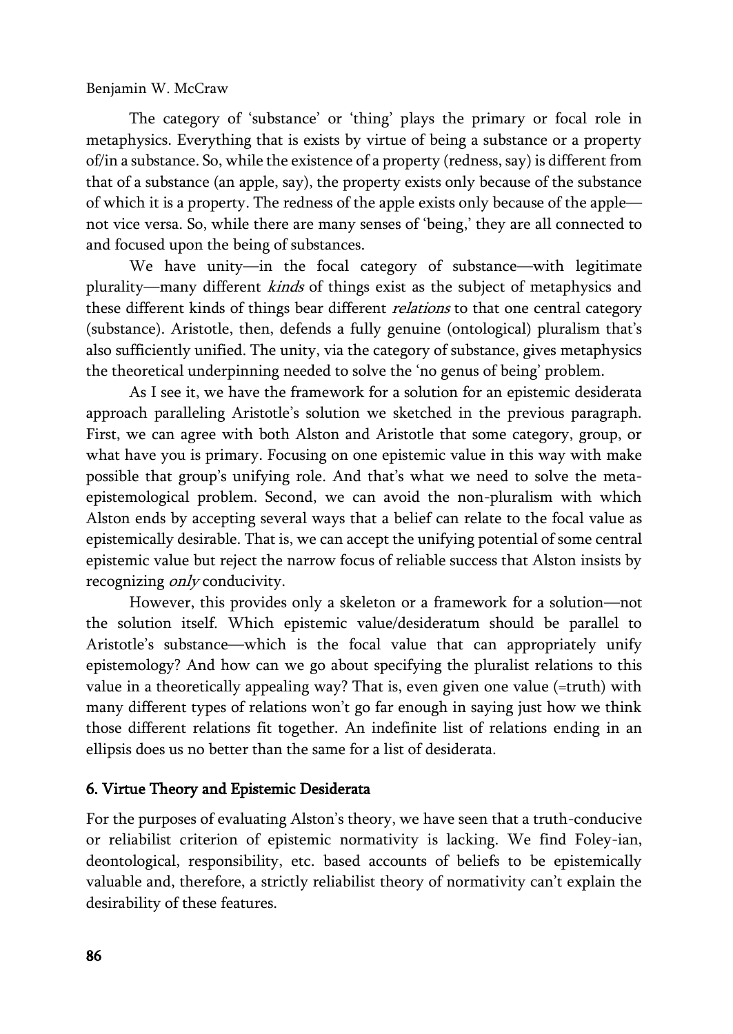The category of 'substance' or 'thing' plays the primary or focal role in metaphysics. Everything that is exists by virtue of being a substance or a property of/in a substance. So, while the existence of a property (redness, say) is different from that of a substance (an apple, say), the property exists only because of the substance of which it is a property. The redness of the apple exists only because of the apple—not vice versa. So, while there are many senses of 'being,' they are all connected to and focused upon the being of substances.

We have unity—in the focal category of substance—with legitimate plurality—many different *kinds* of things exist as the subject of metaphysics and these different kinds of things bear different *relations* to that one central category (substance). Aristotle, then, defends a fully genuine (ontological) pluralism that's also sufficiently unified. The unity, via the category of substance, gives metaphysics the theoretical underpinning needed to solve the 'no genus of being' problem.

As I see it, we have the framework for a solution for an epistemic desiderata approach paralleling Aristotle's solution we sketched in the previous paragraph. First, we can agree with both Alston and Aristotle that some category, group, or what have you is primary. Focusing on one epistemic value in this way with make possible that group's unifying role. And that's what we need to solve the meta-epistemological problem. Second, we can avoid the non-pluralism with which Alston ends by accepting several ways that a belief can relate to the focal value as epistemically desirable. That is, we can accept the unifying potential of some central epistemic value but reject the narrow focus of reliable success that Alston insists by recognizing *only* conducivity.

However, this provides only a skeleton or a framework for a solution—not the solution itself. Which epistemic value/desideratum should be parallel to Aristotle's substance—which is the focal value that can appropriately unify epistemology? And how can we go about specifying the pluralist relations to this value in a theoretically appealing way? That is, even given one value (=truth) with many different types of relations won't go far enough in saying just how we think those different relations fit together. An indefinite list of relations ending in an ellipsis does us no better than the same for a list of desiderata.

## 6. Virtue Theory and Epistemic Desiderata

For the purposes of evaluating Alston's theory, we have seen that a truth-conducive or reliabilist criterion of epistemic normativity is lacking. We find Foley-ian, deontological, responsibility, etc. based accounts of beliefs to be epistemically valuable and, therefore, a strictly reliabilist theory of normativity can't explain the desirability of these features.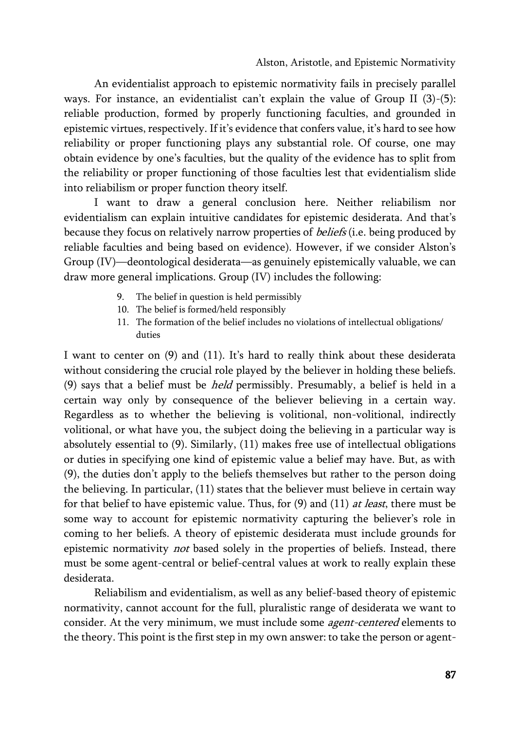An evidentialist approach to epistemic normativity fails in precisely parallel ways. For instance, an evidentialist can't explain the value of Group II (3)-(5): reliable production, formed by properly functioning faculties, and grounded in epistemic virtues, respectively. If it's evidence that confers value, it's hard to see how reliability or proper functioning plays any substantial role. Of course, one may obtain evidence by one's faculties, but the quality of the evidence has to split from the reliability or proper functioning of those faculties lest that evidentialism slide into reliabilism or proper function theory itself.

I want to draw a general conclusion here. Neither reliabilism nor evidentialism can explain intuitive candidates for epistemic desiderata. And that's because they focus on relatively narrow properties of *beliefs* (i.e. being produced by reliable faculties and being based on evidence). However, if we consider Alston's Group (IV)—deontological desiderata—as genuinely epistemically valuable, we can draw more general implications. Group (IV) includes the following:

9. The belief in question is held permissibly
10. The belief is formed/held responsibly
11. The formation of the belief includes no violations of intellectual obligations/ duties

I want to center on (9) and (11). It's hard to really think about these desiderata without considering the crucial role played by the believer in holding these beliefs. (9) says that a belief must be *held* permissibly. Presumably, a belief is held in a certain way only by consequence of the believer believing in a certain way. Regardless as to whether the believing is volitional, non-volitional, indirectly volitional, or what have you, the subject doing the believing in a particular way is absolutely essential to (9). Similarly, (11) makes free use of intellectual obligations or duties in specifying one kind of epistemic value a belief may have. But, as with (9), the duties don't apply to the beliefs themselves but rather to the person doing the believing. In particular, (11) states that the believer must believe in certain way for that belief to have epistemic value. Thus, for (9) and (11) *at least*, there must be some way to account for epistemic normativity capturing the believer's role in coming to her beliefs. A theory of epistemic desiderata must include grounds for epistemic normativity *not* based solely in the properties of beliefs. Instead, there must be some agent-central or belief-central values at work to really explain these desiderata.

Reliabilism and evidentialism, as well as any belief-based theory of epistemic normativity, cannot account for the full, pluralistic range of desiderata we want to consider. At the very minimum, we must include some *agent-centered* elements to the theory. This point is the first step in my own answer: to take the person or agent-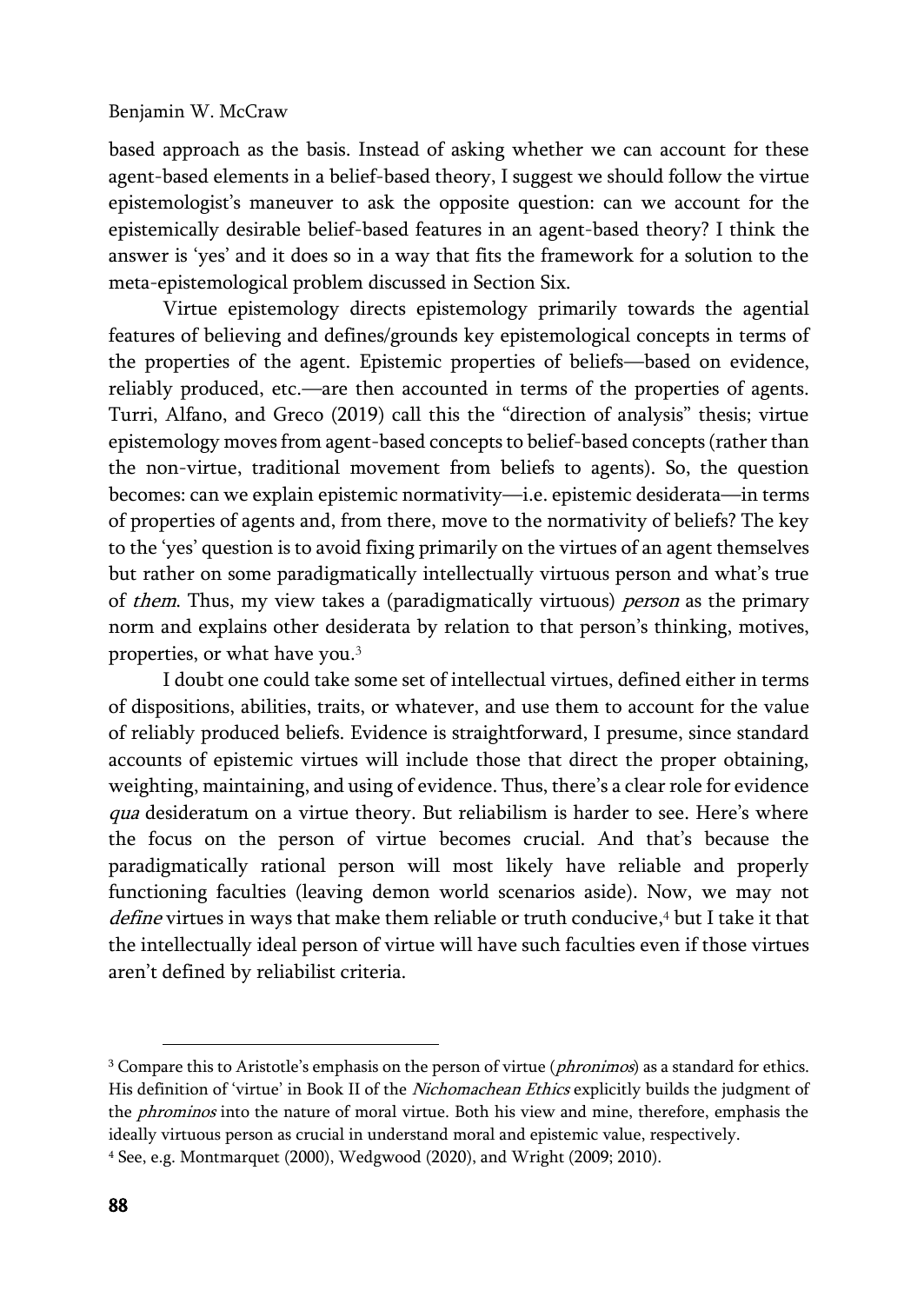based approach as the basis. Instead of asking whether we can account for these agent-based elements in a belief-based theory, I suggest we should follow the virtue epistemologist's maneuver to ask the opposite question: can we account for the epistemically desirable belief-based features in an agent-based theory? I think the answer is 'yes' and it does so in a way that fits the framework for a solution to the meta-epistemological problem discussed in Section Six.

Virtue epistemology directs epistemology primarily towards the agential features of believing and defines/grounds key epistemological concepts in terms of the properties of the agent. Epistemic properties of beliefs—based on evidence, reliably produced, etc.—are then accounted in terms of the properties of agents. Turri, Alfano, and Greco (2019) call this the "direction of analysis" thesis; virtue epistemology moves from agent-based concepts to belief-based concepts (rather than the non-virtue, traditional movement from beliefs to agents). So, the question becomes: can we explain epistemic normativity—i.e. epistemic desiderata—in terms of properties of agents and, from there, move to the normativity of beliefs? The key to the 'yes' question is to avoid fixing primarily on the virtues of an agent themselves but rather on some paradigmatically intellectually virtuous person and what's true of *them*. Thus, my view takes a (paradigmatically virtuous) *person* as the primary norm and explains other desiderata by relation to that person's thinking, motives, properties, or what have you.[3]

I doubt one could take some set of intellectual virtues, defined either in terms of dispositions, abilities, traits, or whatever, and use them to account for the value of reliably produced beliefs. Evidence is straightforward, I presume, since standard accounts of epistemic virtues will include those that direct the proper obtaining, weighting, maintaining, and using of evidence. Thus, there's a clear role for evidence *qua* desideratum on a virtue theory. But reliabilism is harder to see. Here's where the focus on the person of virtue becomes crucial. And that's because the paradigmatically rational person will most likely have reliable and properly functioning faculties (leaving demon world scenarios aside). Now, we may not *define* virtues in ways that make them reliable or truth conducive,[4] but I take it that the intellectually ideal person of virtue will have such faculties even if those virtues aren't defined by reliabilist criteria.

---

[3] Compare this to Aristotle's emphasis on the person of virtue (*phronimos*) as a standard for ethics. His definition of 'virtue' in Book II of the *Nichomachean Ethics* explicitly builds the judgment of the *phrominos* into the nature of moral virtue. Both his view and mine, therefore, emphasis the ideally virtuous person as crucial in understand moral and epistemic value, respectively.

[4] See, e.g. Montmarquet (2000), Wedgwood (2020), and Wright (2009; 2010).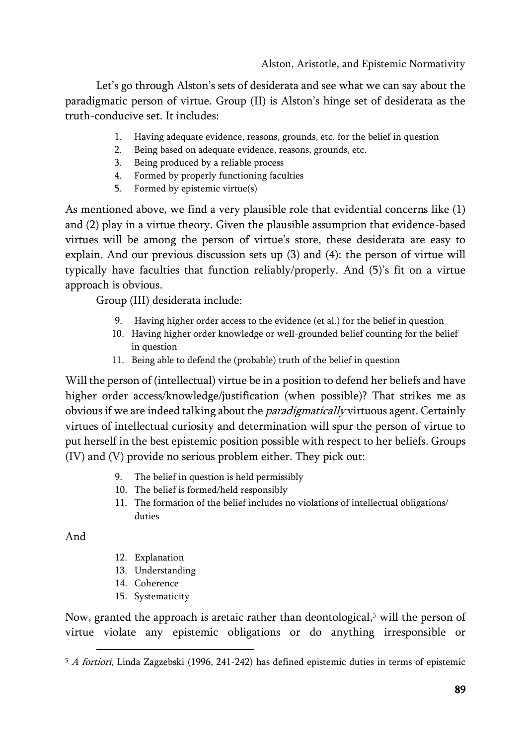Let's go through Alston's sets of desiderata and see what we can say about the paradigmatic person of virtue. Group (II) is Alston's hinge set of desiderata as the truth-conducive set. It includes:

1. Having adequate evidence, reasons, grounds, etc. for the belief in question
2. Being based on adequate evidence, reasons, grounds, etc.
3. Being produced by a reliable process
4. Formed by properly functioning faculties
5. Formed by epistemic virtue(s)

As mentioned above, we find a very plausible role that evidential concerns like (1) and (2) play in a virtue theory. Given the plausible assumption that evidence-based virtues will be among the person of virtue's store, these desiderata are easy to explain. And our previous discussion sets up (3) and (4): the person of virtue will typically have faculties that function reliably/properly. And (5)'s fit on a virtue approach is obvious.

Group (III) desiderata include:

9. Having higher order access to the evidence (et al.) for the belief in question
10. Having higher order knowledge or well-grounded belief counting for the belief in question
11. Being able to defend the (probable) truth of the belief in question

Will the person of (intellectual) virtue be in a position to defend her beliefs and have higher order access/knowledge/justification (when possible)? That strikes me as obvious if we are indeed talking about the *paradigmatically* virtuous agent. Certainly virtues of intellectual curiosity and determination will spur the person of virtue to put herself in the best epistemic position possible with respect to her beliefs. Groups (IV) and (V) provide no serious problem either. They pick out:

9. The belief in question is held permissibly
10. The belief is formed/held responsibly
11. The formation of the belief includes no violations of intellectual obligations/ duties

And

12. Explanation
13. Understanding
14. Coherence
15. Systematicity

Now, granted the approach is aretaic rather than deontological,[5] will the person of virtue violate any epistemic obligations or do anything irresponsible or

[5] *A fortiori*, Linda Zagzebski (1996, 241-242) has defined epistemic duties in terms of epistemic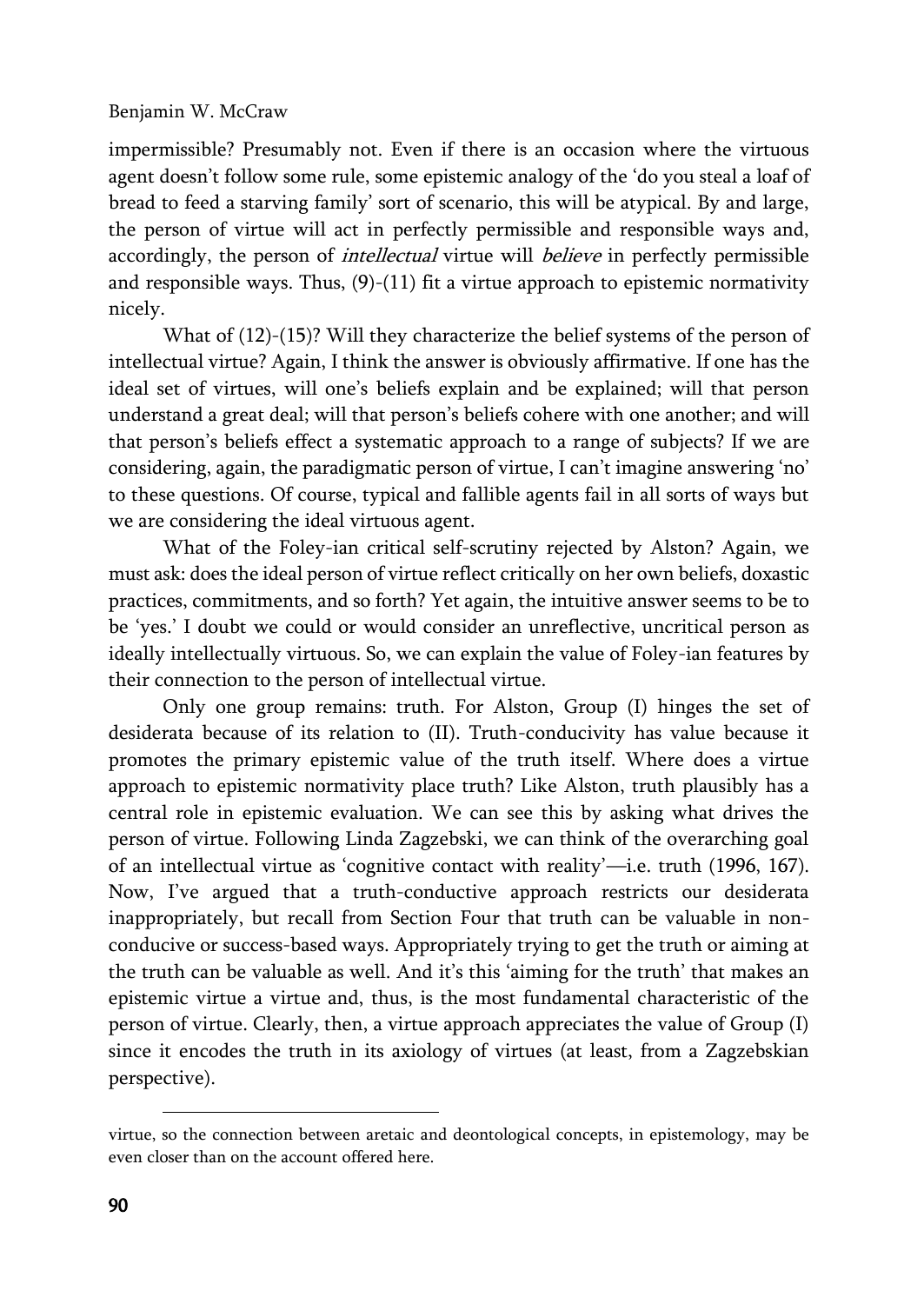impermissible? Presumably not. Even if there is an occasion where the virtuous agent doesn't follow some rule, some epistemic analogy of the 'do you steal a loaf of bread to feed a starving family' sort of scenario, this will be atypical. By and large, the person of virtue will act in perfectly permissible and responsible ways and, accordingly, the person of *intellectual* virtue will *believe* in perfectly permissible and responsible ways. Thus, (9)-(11) fit a virtue approach to epistemic normativity nicely.

What of (12)-(15)? Will they characterize the belief systems of the person of intellectual virtue? Again, I think the answer is obviously affirmative. If one has the ideal set of virtues, will one's beliefs explain and be explained; will that person understand a great deal; will that person's beliefs cohere with one another; and will that person's beliefs effect a systematic approach to a range of subjects? If we are considering, again, the paradigmatic person of virtue, I can't imagine answering 'no' to these questions. Of course, typical and fallible agents fail in all sorts of ways but we are considering the ideal virtuous agent.

What of the Foley-ian critical self-scrutiny rejected by Alston? Again, we must ask: does the ideal person of virtue reflect critically on her own beliefs, doxastic practices, commitments, and so forth? Yet again, the intuitive answer seems to be to be 'yes.' I doubt we could or would consider an unreflective, uncritical person as ideally intellectually virtuous. So, we can explain the value of Foley-ian features by their connection to the person of intellectual virtue.

Only one group remains: truth. For Alston, Group (I) hinges the set of desiderata because of its relation to (II). Truth-conducivity has value because it promotes the primary epistemic value of the truth itself. Where does a virtue approach to epistemic normativity place truth? Like Alston, truth plausibly has a central role in epistemic evaluation. We can see this by asking what drives the person of virtue. Following Linda Zagzebski, we can think of the overarching goal of an intellectual virtue as 'cognitive contact with reality'—i.e. truth (1996, 167). Now, I've argued that a truth-conductive approach restricts our desiderata inappropriately, but recall from Section Four that truth can be valuable in non-conducive or success-based ways. Appropriately trying to get the truth or aiming at the truth can be valuable as well. And it's this 'aiming for the truth' that makes an epistemic virtue a virtue and, thus, is the most fundamental characteristic of the person of virtue. Clearly, then, a virtue approach appreciates the value of Group (I) since it encodes the truth in its axiology of virtues (at least, from a Zagzebskian perspective).

---

virtue, so the connection between aretaic and deontological concepts, in epistemology, may be even closer than on the account offered here.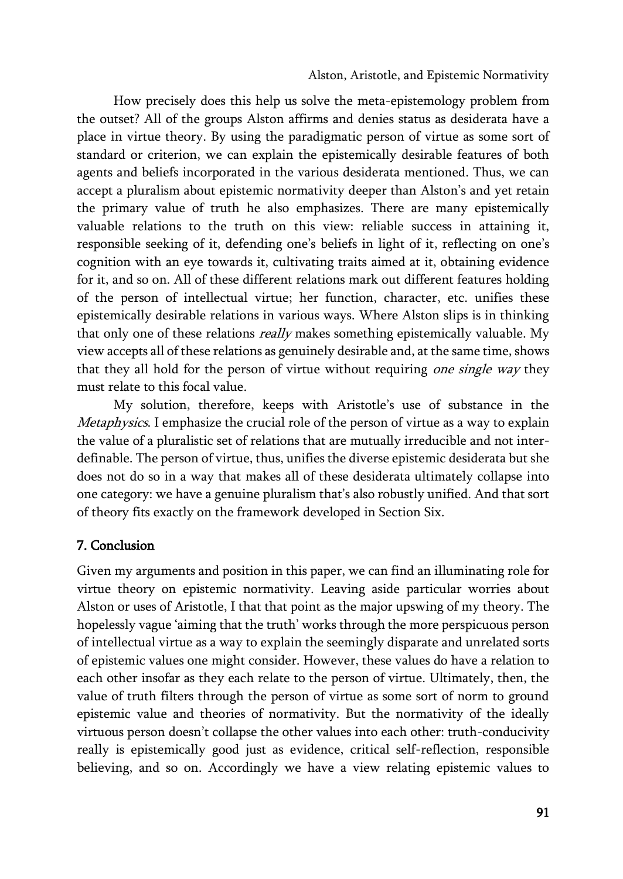How precisely does this help us solve the meta-epistemology problem from the outset? All of the groups Alston affirms and denies status as desiderata have a place in virtue theory. By using the paradigmatic person of virtue as some sort of standard or criterion, we can explain the epistemically desirable features of both agents and beliefs incorporated in the various desiderata mentioned. Thus, we can accept a pluralism about epistemic normativity deeper than Alston's and yet retain the primary value of truth he also emphasizes. There are many epistemically valuable relations to the truth on this view: reliable success in attaining it, responsible seeking of it, defending one's beliefs in light of it, reflecting on one's cognition with an eye towards it, cultivating traits aimed at it, obtaining evidence for it, and so on. All of these different relations mark out different features holding of the person of intellectual virtue; her function, character, etc. unifies these epistemically desirable relations in various ways. Where Alston slips is in thinking that only one of these relations *really* makes something epistemically valuable. My view accepts all of these relations as genuinely desirable and, at the same time, shows that they all hold for the person of virtue without requiring *one single way* they must relate to this focal value.

My solution, therefore, keeps with Aristotle's use of substance in the *Metaphysics*. I emphasize the crucial role of the person of virtue as a way to explain the value of a pluralistic set of relations that are mutually irreducible and not inter-definable. The person of virtue, thus, unifies the diverse epistemic desiderata but she does not do so in a way that makes all of these desiderata ultimately collapse into one category: we have a genuine pluralism that's also robustly unified. And that sort of theory fits exactly on the framework developed in Section Six.

## 7. Conclusion

Given my arguments and position in this paper, we can find an illuminating role for virtue theory on epistemic normativity. Leaving aside particular worries about Alston or uses of Aristotle, I that that point as the major upswing of my theory. The hopelessly vague 'aiming that the truth' works through the more perspicuous person of intellectual virtue as a way to explain the seemingly disparate and unrelated sorts of epistemic values one might consider. However, these values do have a relation to each other insofar as they each relate to the person of virtue. Ultimately, then, the value of truth filters through the person of virtue as some sort of norm to ground epistemic value and theories of normativity. But the normativity of the ideally virtuous person doesn't collapse the other values into each other: truth-conducivity really is epistemically good just as evidence, critical self-reflection, responsible believing, and so on. Accordingly we have a view relating epistemic values to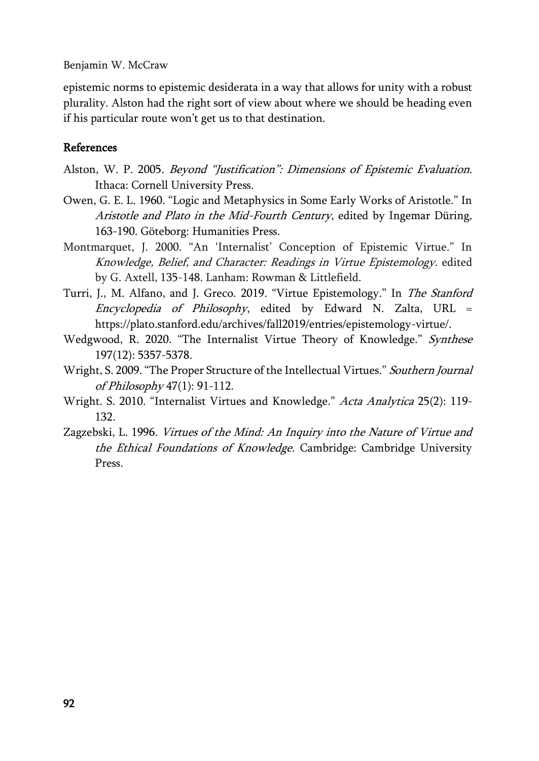epistemic norms to epistemic desiderata in a way that allows for unity with a robust plurality. Alston had the right sort of view about where we should be heading even if his particular route won't get us to that destination.

## References

Alston, W. P. 2005. *Beyond "Justification": Dimensions of Epistemic Evaluation*. Ithaca: Cornell University Press.

Owen, G. E. L. 1960. "Logic and Metaphysics in Some Early Works of Aristotle." In *Aristotle and Plato in the Mid-Fourth Century*, edited by Ingemar Düring, 163-190. Göteborg: Humanities Press.

Montmarquet, J. 2000. "An 'Internalist' Conception of Epistemic Virtue." In *Knowledge, Belief, and Character: Readings in Virtue Epistemology*. edited by G. Axtell, 135-148. Lanham: Rowman & Littlefield.

Turri, J., M. Alfano, and J. Greco. 2019. "Virtue Epistemology." In *The Stanford Encyclopedia of Philosophy*, edited by Edward N. Zalta, URL = https://plato.stanford.edu/archives/fall2019/entries/epistemology-virtue/.

Wedgwood, R. 2020. "The Internalist Virtue Theory of Knowledge." *Synthese* 197(12): 5357-5378.

Wright, S. 2009. "The Proper Structure of the Intellectual Virtues." *Southern Journal of Philosophy* 47(1): 91-112.

Wright. S. 2010. "Internalist Virtues and Knowledge." *Acta Analytica* 25(2): 119-132.

Zagzebski, L. 1996. *Virtues of the Mind: An Inquiry into the Nature of Virtue and the Ethical Foundations of Knowledge*. Cambridge: Cambridge University Press.